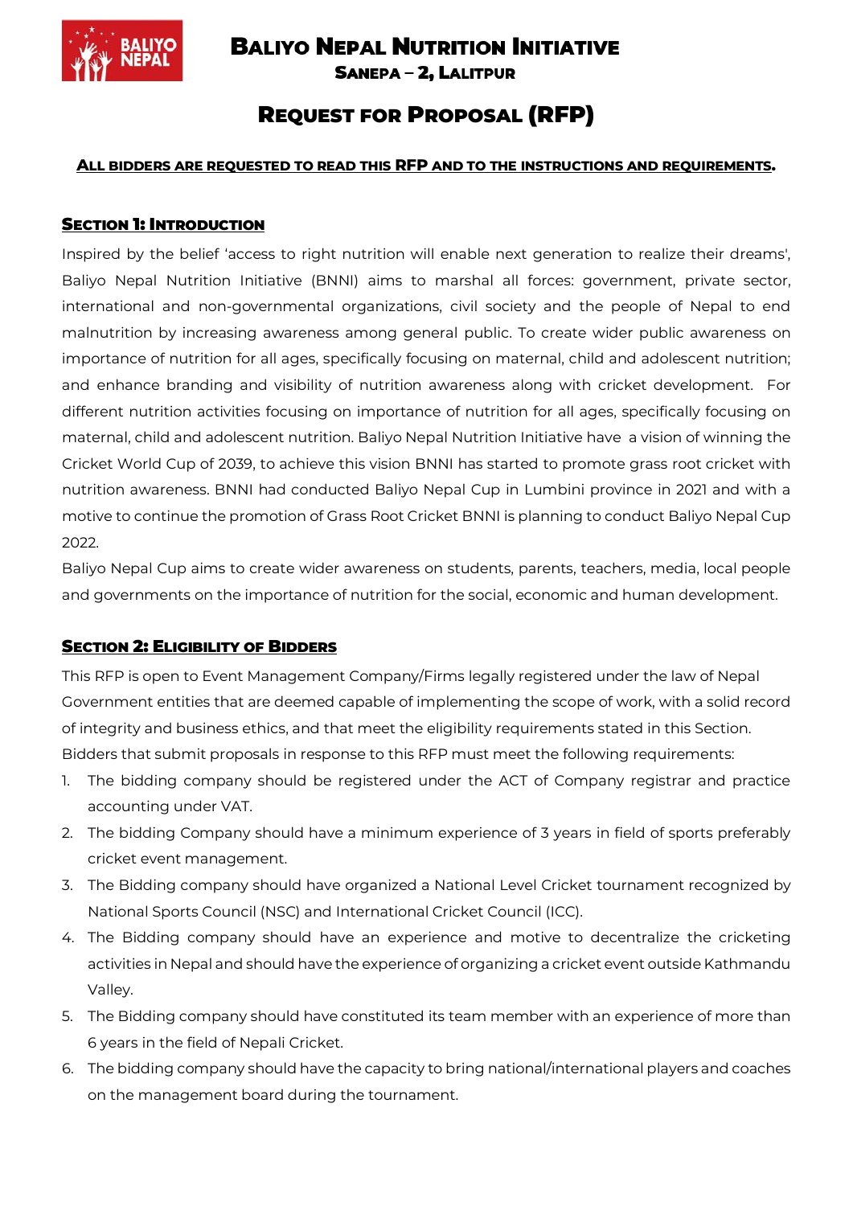# Baliyo Nepal Nutrition Initiative

**Sanepa – 2, Lalitpur**

# Request for Proposal (RFP)

**ALL BIDDERS ARE REQUESTED TO READ THIS RFP AND TO THE INSTRUCTIONS AND REQUIREMENTS.**

## Section 1: Introduction

Inspired by the belief 'access to right nutrition will enable next generation to realize their dreams', Baliyo Nepal Nutrition Initiative (BNNI) aims to marshal all forces: government, private sector, international and non-governmental organizations, civil society and the people of Nepal to end malnutrition by increasing awareness among general public. To create wider public awareness on importance of nutrition for all ages, specifically focusing on maternal, child and adolescent nutrition; and enhance branding and visibility of nutrition awareness along with cricket development. For different nutrition activities focusing on importance of nutrition for all ages, specifically focusing on maternal, child and adolescent nutrition. Baliyo Nepal Nutrition Initiative have a vision of winning the Cricket World Cup of 2039, to achieve this vision BNNI has started to promote grass root cricket with nutrition awareness. BNNI had conducted Baliyo Nepal Cup in Lumbini province in 2021 and with a motive to continue the promotion of Grass Root Cricket BNNI is planning to conduct Baliyo Nepal Cup 2022.

Baliyo Nepal Cup aims to create wider awareness on students, parents, teachers, media, local people and governments on the importance of nutrition for the social, economic and human development.

## Section 2: Eligibility of Bidders

This RFP is open to Event Management Company/Firms legally registered under the law of Nepal Government entities that are deemed capable of implementing the scope of work, with a solid record of integrity and business ethics, and that meet the eligibility requirements stated in this Section. Bidders that submit proposals in response to this RFP must meet the following requirements:

1. The bidding company should be registered under the ACT of Company registrar and practice accounting under VAT.
2. The bidding Company should have a minimum experience of 3 years in field of sports preferably cricket event management.
3. The Bidding company should have organized a National Level Cricket tournament recognized by National Sports Council (NSC) and International Cricket Council (ICC).
4. The Bidding company should have an experience and motive to decentralize the cricketing activities in Nepal and should have the experience of organizing a cricket event outside Kathmandu Valley.
5. The Bidding company should have constituted its team member with an experience of more than 6 years in the field of Nepali Cricket.
6. The bidding company should have the capacity to bring national/international players and coaches on the management board during the tournament.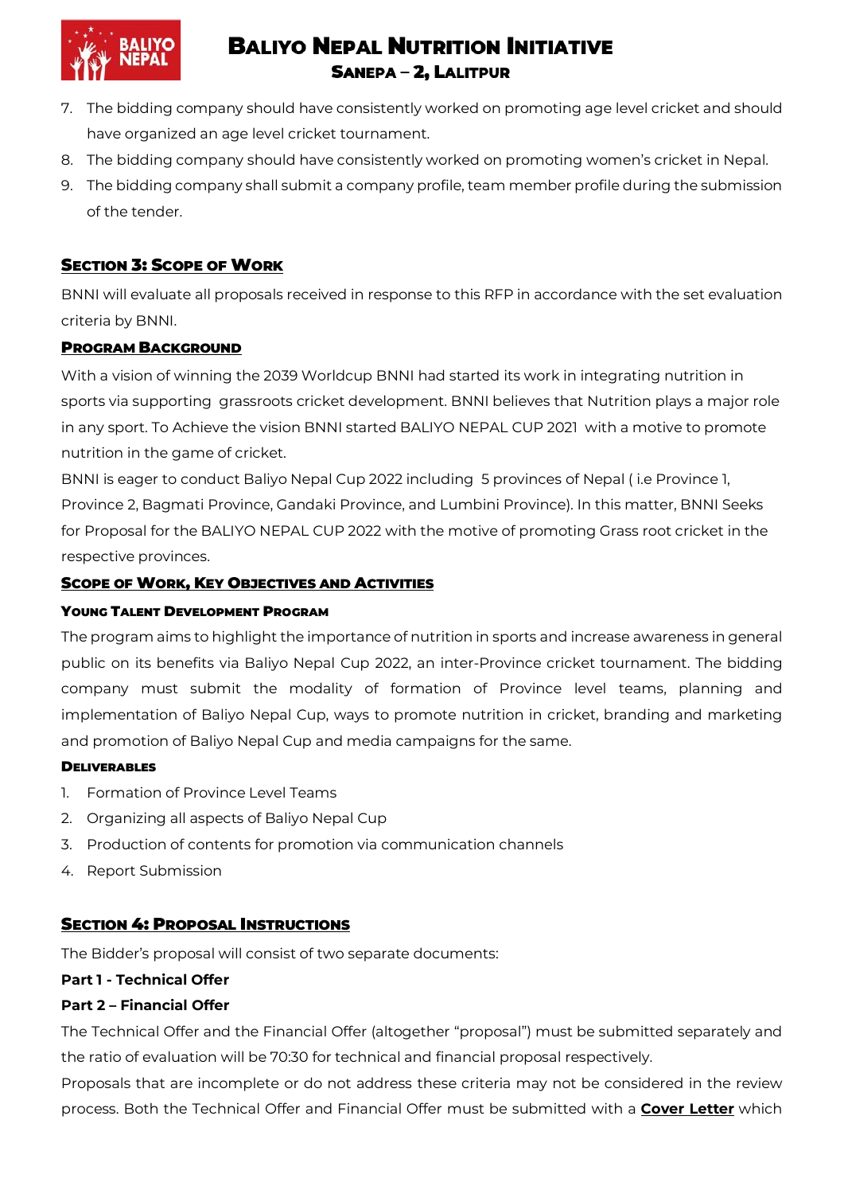7. The bidding company should have consistently worked on promoting age level cricket and should have organized an age level cricket tournament.
8. The bidding company should have consistently worked on promoting women's cricket in Nepal.
9. The bidding company shall submit a company profile, team member profile during the submission of the tender.

## Section 3: Scope of Work

BNNI will evaluate all proposals received in response to this RFP in accordance with the set evaluation criteria by BNNI.

### Program Background

With a vision of winning the 2039 Worldcup BNNI had started its work in integrating nutrition in sports via supporting grassroots cricket development. BNNI believes that Nutrition plays a major role in any sport. To Achieve the vision BNNI started BALIYO NEPAL CUP 2021 with a motive to promote nutrition in the game of cricket.

BNNI is eager to conduct Baliyo Nepal Cup 2022 including 5 provinces of Nepal ( i.e Province 1, Province 2, Bagmati Province, Gandaki Province, and Lumbini Province). In this matter, BNNI Seeks for Proposal for the BALIYO NEPAL CUP 2022 with the motive of promoting Grass root cricket in the respective provinces.

### Scope of Work, Key Objectives and Activities

#### Young Talent Development Program

The program aims to highlight the importance of nutrition in sports and increase awareness in general public on its benefits via Baliyo Nepal Cup 2022, an inter-Province cricket tournament. The bidding company must submit the modality of formation of Province level teams, planning and implementation of Baliyo Nepal Cup, ways to promote nutrition in cricket, branding and marketing and promotion of Baliyo Nepal Cup and media campaigns for the same.

#### Deliverables

1. Formation of Province Level Teams
2. Organizing all aspects of Baliyo Nepal Cup
3. Production of contents for promotion via communication channels
4. Report Submission

## Section 4: Proposal Instructions

The Bidder's proposal will consist of two separate documents:

**Part 1 - Technical Offer**

**Part 2 – Financial Offer**

The Technical Offer and the Financial Offer (altogether "proposal") must be submitted separately and the ratio of evaluation will be 70:30 for technical and financial proposal respectively.

Proposals that are incomplete or do not address these criteria may not be considered in the review process. Both the Technical Offer and Financial Offer must be submitted with a **Cover Letter** which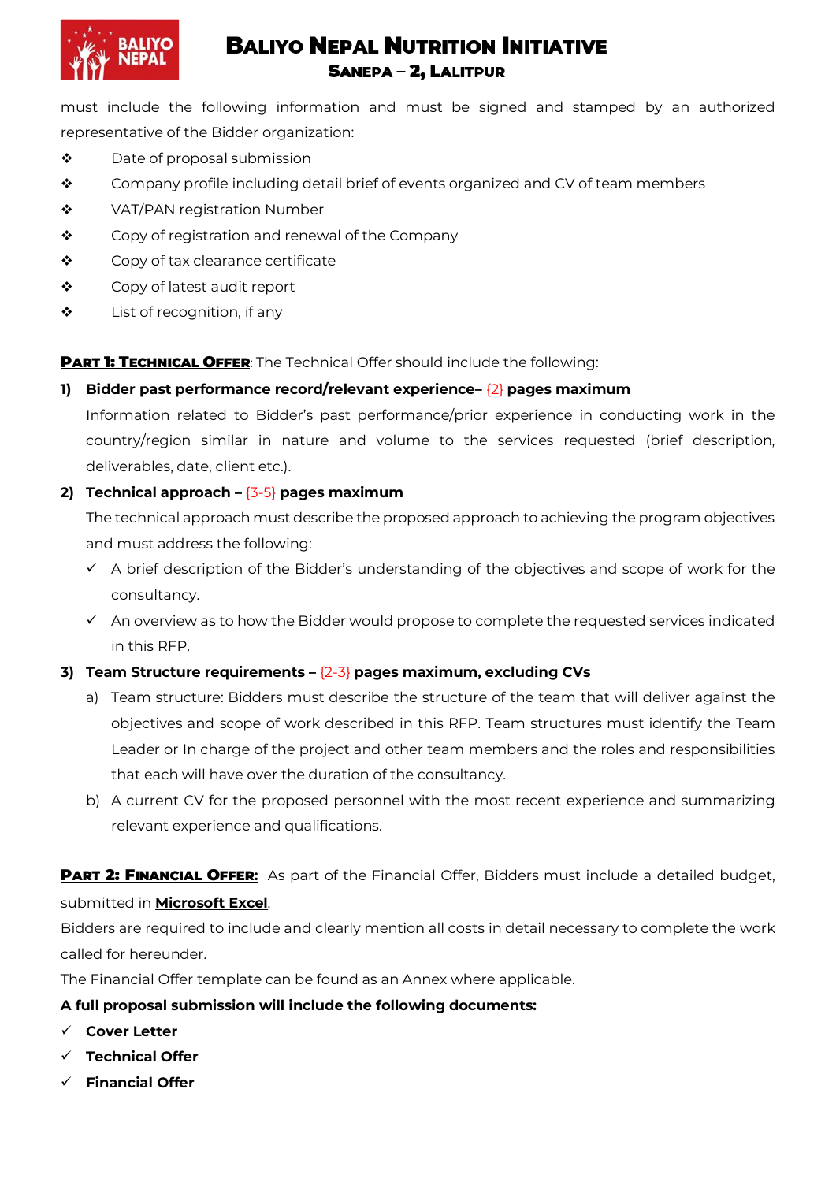must include the following information and must be signed and stamped by an authorized representative of the Bidder organization:

- Date of proposal submission
- Company profile including detail brief of events organized and CV of team members
- VAT/PAN registration Number
- Copy of registration and renewal of the Company
- Copy of tax clearance certificate
- Copy of latest audit report
- List of recognition, if any

**PART 1: TECHNICAL OFFER**: The Technical Offer should include the following:

1) **Bidder past performance record/relevant experience– {2} pages maximum**

   Information related to Bidder's past performance/prior experience in conducting work in the country/region similar in nature and volume to the services requested (brief description, deliverables, date, client etc.).

2) **Technical approach – {3-5} pages maximum**

   The technical approach must describe the proposed approach to achieving the program objectives and must address the following:

   - ✓ A brief description of the Bidder's understanding of the objectives and scope of work for the consultancy.
   - ✓ An overview as to how the Bidder would propose to complete the requested services indicated in this RFP.

3) **Team Structure requirements – {2-3} pages maximum, excluding CVs**

   a) Team structure: Bidders must describe the structure of the team that will deliver against the objectives and scope of work described in this RFP. Team structures must identify the Team Leader or In charge of the project and other team members and the roles and responsibilities that each will have over the duration of the consultancy.

   b) A current CV for the proposed personnel with the most recent experience and summarizing relevant experience and qualifications.

**PART 2: FINANCIAL OFFER:** As part of the Financial Offer, Bidders must include a detailed budget, submitted in **Microsoft Excel**,

Bidders are required to include and clearly mention all costs in detail necessary to complete the work called for hereunder.

The Financial Offer template can be found as an Annex where applicable.

**A full proposal submission will include the following documents:**

- ✓ **Cover Letter**
- ✓ **Technical Offer**
- ✓ **Financial Offer**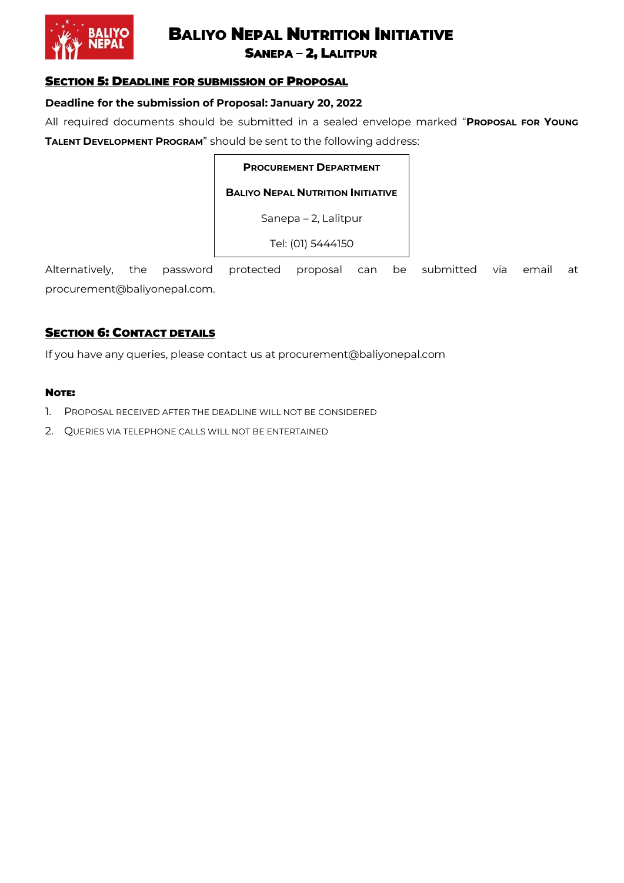# Baliyo Nepal Nutrition Initiative

**Sanepa – 2, Lalitpur**

## Section 5: Deadline for submission of Proposal

**Deadline for the submission of Proposal: January 20, 2022**

All required documents should be submitted in a sealed envelope marked "**Proposal for Young Talent Development Program**" should be sent to the following address:

> **Procurement Department**
>
> **Baliyo Nepal Nutrition Initiative**
>
> Sanepa – 2, Lalitpur
>
> Tel: (01) 5444150

Alternatively, the password protected proposal can be submitted via email at procurement@baliyonepal.com.

## Section 6: Contact details

If you have any queries, please contact us at procurement@baliyonepal.com

**Note:**

1. Proposal received after the deadline will not be considered
2. Queries via telephone calls will not be entertained